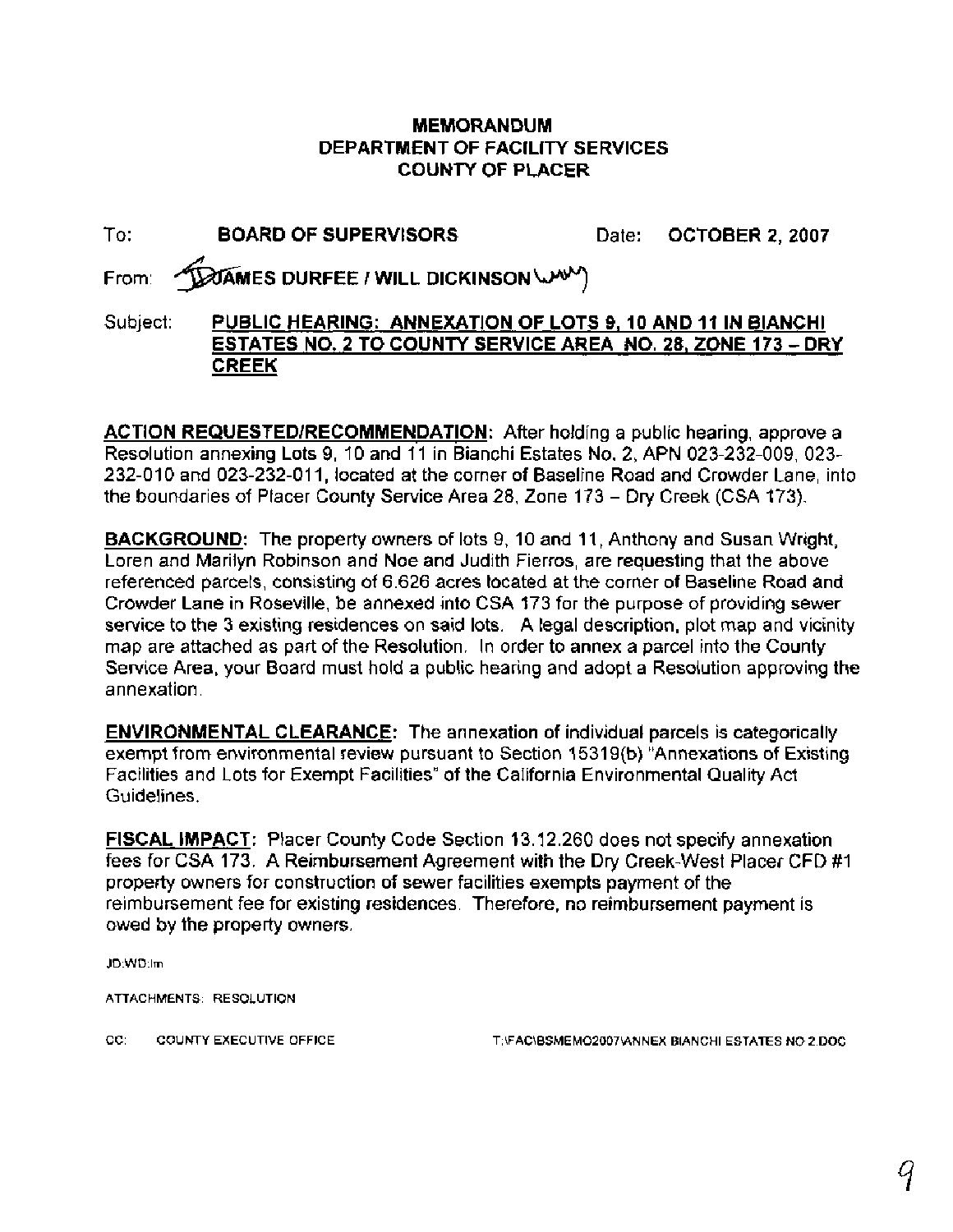# MEMORANDUM
## DEPARTMENT OF FACILITY SERVICES
## COUNTY OF PLACER

To: **BOARD OF SUPERVISORS** Date: **OCTOBER 2, 2007**

From: **JAMES DURFEE / WILL DICKINSON**

Subject: **PUBLIC HEARING: ANNEXATION OF LOTS 9, 10 AND 11 IN BIANCHI ESTATES NO. 2 TO COUNTY SERVICE AREA NO. 28, ZONE 173 – DRY CREEK**

**ACTION REQUESTED/RECOMMENDATION:** After holding a public hearing, approve a Resolution annexing Lots 9, 10 and 11 in Bianchi Estates No. 2, APN 023-232-009, 023-232-010 and 023-232-011, located at the corner of Baseline Road and Crowder Lane, into the boundaries of Placer County Service Area 28, Zone 173 – Dry Creek (CSA 173).

**BACKGROUND:** The property owners of lots 9, 10 and 11, Anthony and Susan Wright, Loren and Marilyn Robinson and Noe and Judith Fierros, are requesting that the above referenced parcels, consisting of 6.626 acres located at the corner of Baseline Road and Crowder Lane in Roseville, be annexed into CSA 173 for the purpose of providing sewer service to the 3 existing residences on said lots. A legal description, plot map and vicinity map are attached as part of the Resolution. In order to annex a parcel into the County Service Area, your Board must hold a public hearing and adopt a Resolution approving the annexation.

**ENVIRONMENTAL CLEARANCE:** The annexation of individual parcels is categorically exempt from environmental review pursuant to Section 15319(b) "Annexations of Existing Facilities and Lots for Exempt Facilities" of the California Environmental Quality Act Guidelines.

**FISCAL IMPACT:** Placer County Code Section 13.12.260 does not specify annexation fees for CSA 173. A Reimbursement Agreement with the Dry Creek-West Placer CFD #1 property owners for construction of sewer facilities exempts payment of the reimbursement fee for existing residences. Therefore, no reimbursement payment is owed by the property owners.

JD:WD:lm

ATTACHMENTS: RESOLUTION

CC: COUNTY EXECUTIVE OFFICE T:\FAC\BSMEMO2007\ANNEX BIANCHI ESTATES NO 2.DOC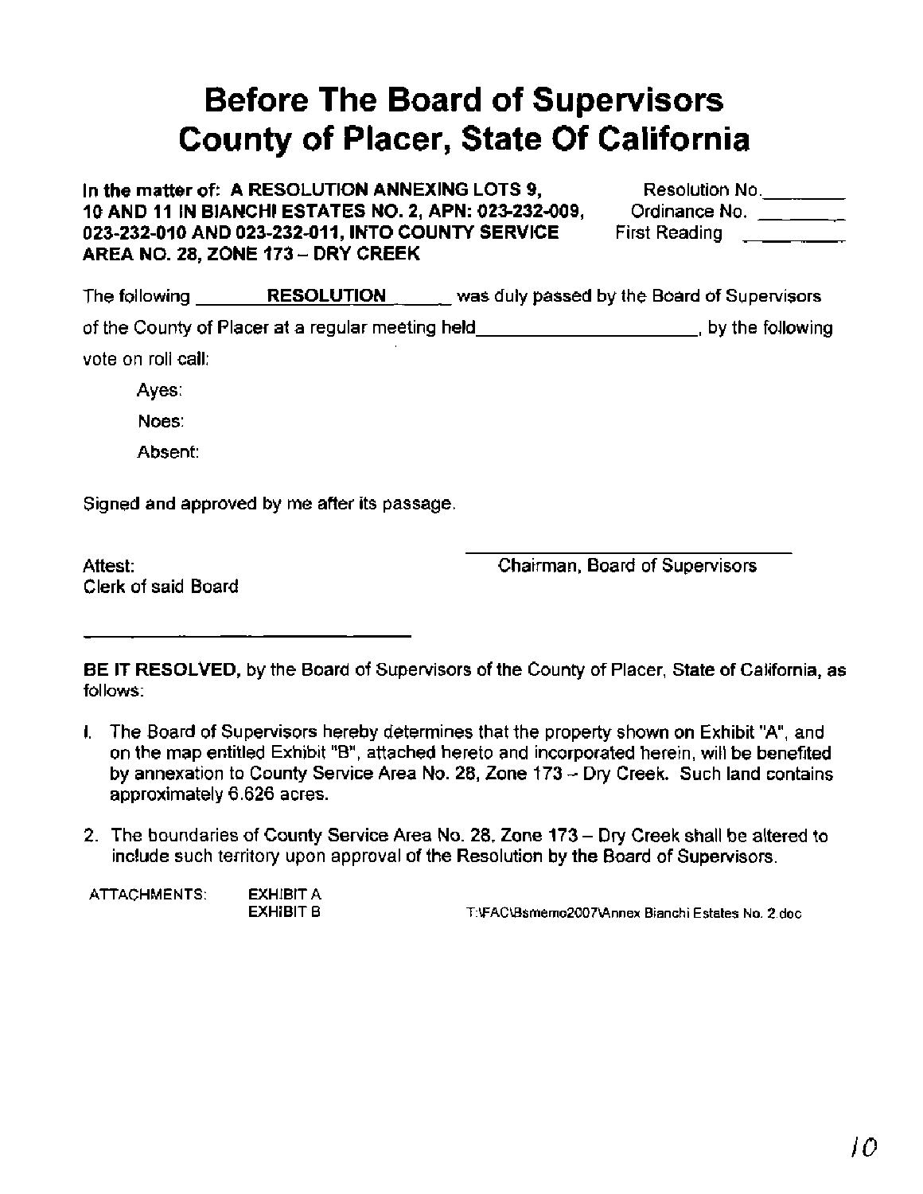# Before The Board of Supervisors
# County of Placer, State Of California

**In the matter of: A RESOLUTION ANNEXING LOTS 9, 10 AND 11 IN BIANCHI ESTATES NO. 2, APN: 023-232-009, 023-232-010 AND 023-232-011, INTO COUNTY SERVICE AREA NO. 28, ZONE 173 – DRY CREEK**

Resolution No.________
Ordinance No. ________
First Reading ________

The following ________**RESOLUTION**______ was duly passed by the Board of Supervisors of the County of Placer at a regular meeting held______________________, by the following vote on roll call:

Ayes:

Noes:

Absent:

Signed and approved by me after its passage.

Attest:
Clerk of said Board

_______________________________
Chairman, Board of Supervisors

_______________________________

**BE IT RESOLVED,** by the Board of Supervisors of the County of Placer, State of California, as follows:

1. The Board of Supervisors hereby determines that the property shown on Exhibit "A", and on the map entitled Exhibit "B", attached hereto and incorporated herein, will be benefited by annexation to County Service Area No. 28, Zone 173 – Dry Creek. Such land contains approximately 6.626 acres.

2. The boundaries of County Service Area No. 28, Zone 173 – Dry Creek shall be altered to include such territory upon approval of the Resolution by the Board of Supervisors.

ATTACHMENTS: EXHIBIT A
EXHIBIT B

T:\FAC\Bsmemo2007\Annex Bianchi Estates No. 2.doc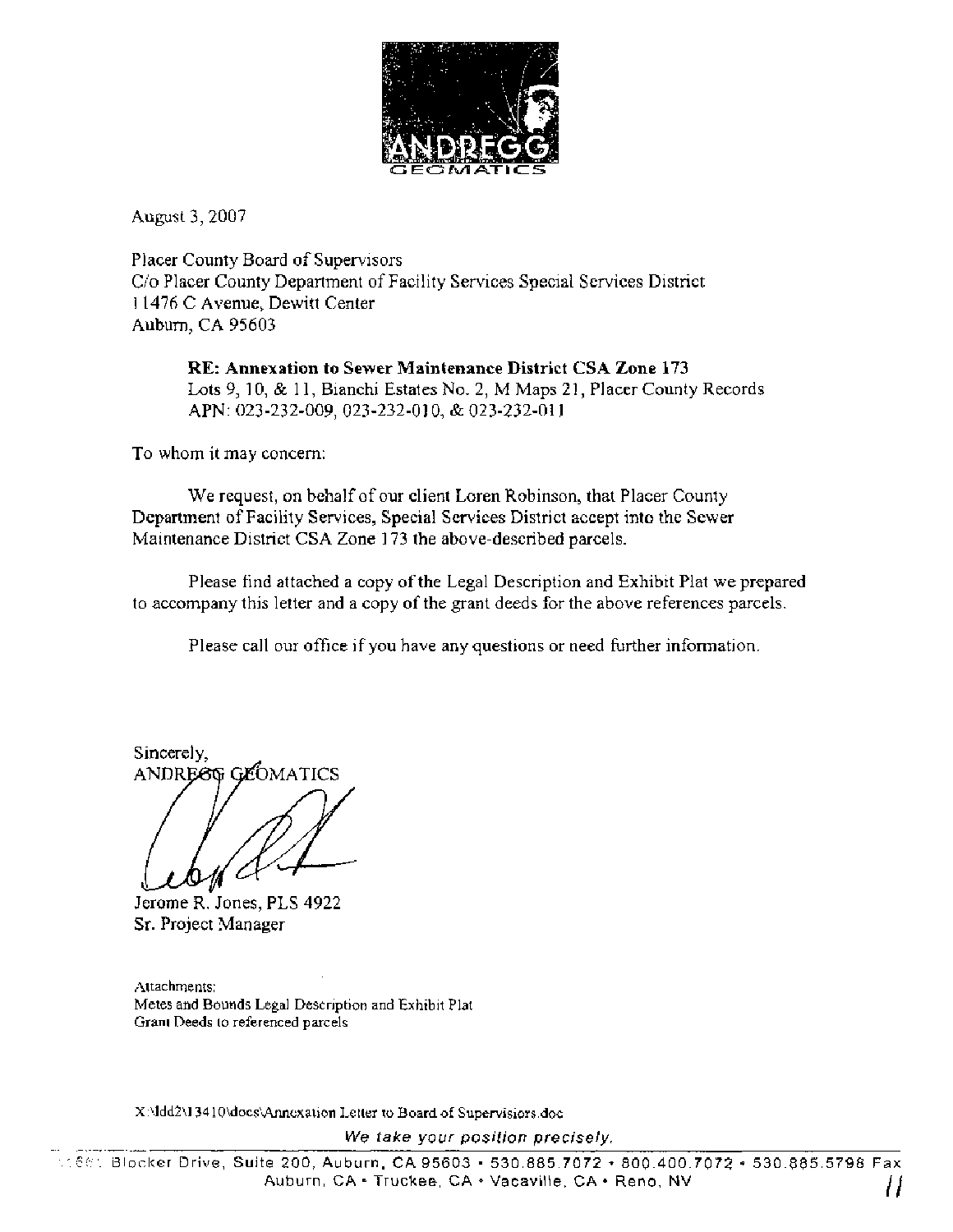ANDREGG GEOMATICS

August 3, 2007

Placer County Board of Supervisors
C/o Placer County Department of Facility Services Special Services District
11476 C Avenue, Dewitt Center
Auburn, CA 95603

**RE: Annexation to Sewer Maintenance District CSA Zone 173**
Lots 9, 10, & 11, Bianchi Estates No. 2, M Maps 21, Placer County Records
APN: 023-232-009, 023-232-010, & 023-232-011

To whom it may concern:

We request, on behalf of our client Loren Robinson, that Placer County Department of Facility Services, Special Services District accept into the Sewer Maintenance District CSA Zone 173 the above-described parcels.

Please find attached a copy of the Legal Description and Exhibit Plat we prepared to accompany this letter and a copy of the grant deeds for the above references parcels.

Please call our office if you have any questions or need further information.

Sincerely,
ANDREGG GEOMATICS

Jerome R. Jones, PLS 4922
Sr. Project Manager

Attachments:
Metes and Bounds Legal Description and Exhibit Plat
Grant Deeds to referenced parcels

X:\ldd2\13410\docs\Annexation Letter to Board of Supervisiors.doc

*We take your position precisely.*

11661 Blocker Drive, Suite 200, Auburn, CA 95603 • 530.885.7072 • 800.400.7072 • 530.885.5798 Fax
Auburn, CA • Truckee, CA • Vacaville, CA • Reno, NV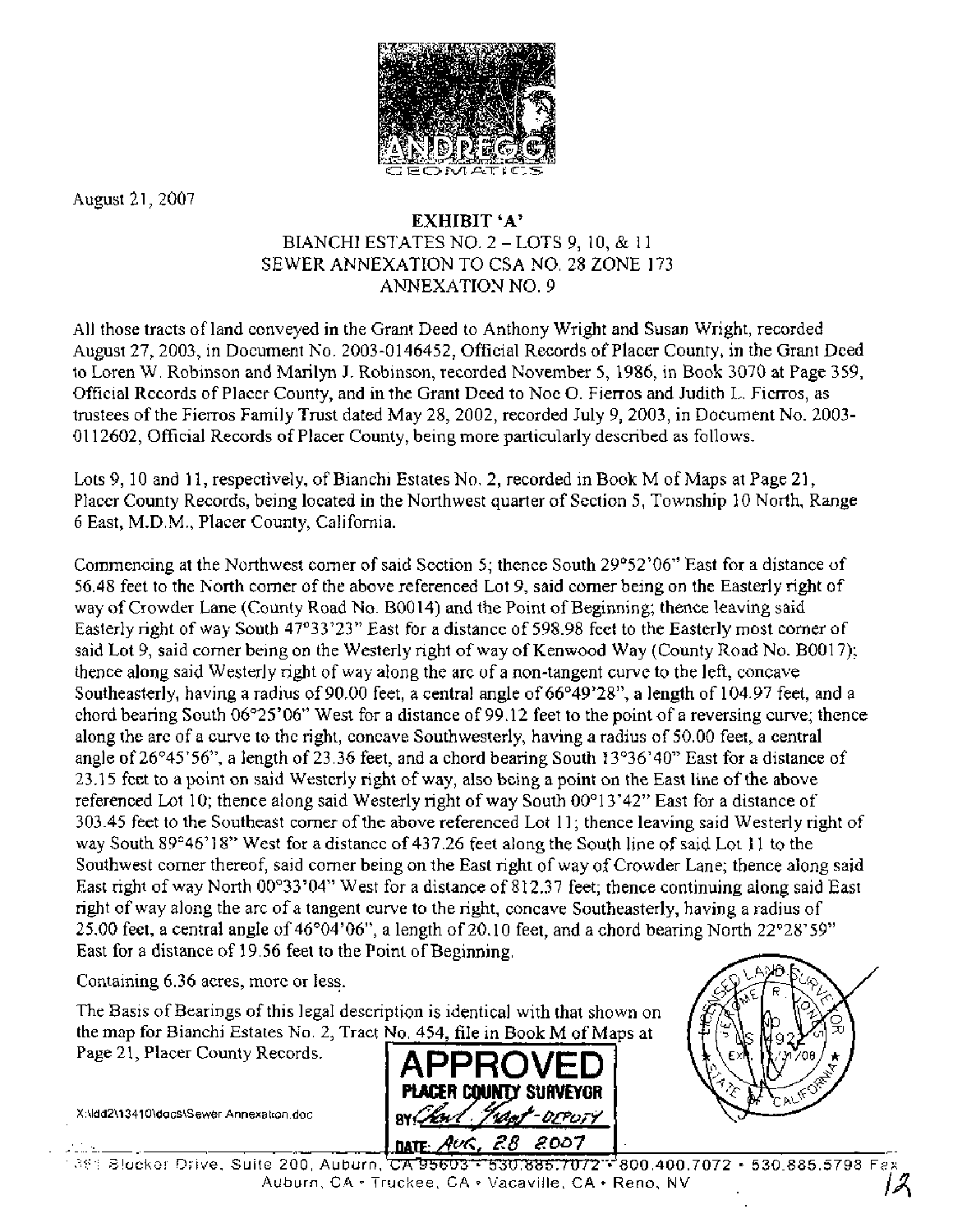August 21, 2007

**EXHIBIT 'A'**
BIANCHI ESTATES NO. 2 – LOTS 9, 10, & 11
SEWER ANNEXATION TO CSA NO. 28 ZONE 173
ANNEXATION NO. 9

All those tracts of land conveyed in the Grant Deed to Anthony Wright and Susan Wright, recorded August 27, 2003, in Document No. 2003-0146452, Official Records of Placer County, in the Grant Deed to Loren W. Robinson and Marilyn J. Robinson, recorded November 5, 1986, in Book 3070 at Page 359, Official Records of Placer County, and in the Grant Deed to Noe O. Fierros and Judith L. Fierros, as trustees of the Fierros Family Trust dated May 28, 2002, recorded July 9, 2003, in Document No. 2003-0112602, Official Records of Placer County, being more particularly described as follows.

Lots 9, 10 and 11, respectively, of Bianchi Estates No. 2, recorded in Book M of Maps at Page 21, Placer County Records, being located in the Northwest quarter of Section 5, Township 10 North, Range 6 East, M.D.M., Placer County, California.

Commencing at the Northwest corner of said Section 5; thence South 29°52'06" East for a distance of 56.48 feet to the North corner of the above referenced Lot 9, said corner being on the Easterly right of way of Crowder Lane (County Road No. B0014) and the Point of Beginning; thence leaving said Easterly right of way South 47°33'23" East for a distance of 598.98 feet to the Easterly most corner of said Lot 9, said corner being on the Westerly right of way of Kenwood Way (County Road No. B0017); thence along said Westerly right of way along the arc of a non-tangent curve to the left, concave Southeasterly, having a radius of 90.00 feet, a central angle of 66°49'28", a length of 104.97 feet, and a chord bearing South 06°25'06" West for a distance of 99.12 feet to the point of a reversing curve; thence along the arc of a curve to the right, concave Southwesterly, having a radius of 50.00 feet, a central angle of 26°45'56", a length of 23.36 feet, and a chord bearing South 13°36'40" East for a distance of 23.15 feet to a point on said Westerly right of way, also being a point on the East line of the above referenced Lot 10; thence along said Westerly right of way South 00°13'42" East for a distance of 303.45 feet to the Southeast corner of the above referenced Lot 11; thence leaving said Westerly right of way South 89°46'18" West for a distance of 437.26 feet along the South line of said Lot 11 to the Southwest corner thereof, said corner being on the East right of way of Crowder Lane; thence along said East right of way North 00°33'04" West for a distance of 812.37 feet; thence continuing along said East right of way along the arc of a tangent curve to the right, concave Southeasterly, having a radius of 25.00 feet, a central angle of 46°04'06", a length of 20.10 feet, and a chord bearing North 22°28'59" East for a distance of 19.56 feet to the Point of Beginning.

Containing 6.36 acres, more or less.

The Basis of Bearings of this legal description is identical with that shown on the map for Bianchi Estates No. 2, Tract No. 454, file in Book M of Maps at Page 21, Placer County Records.

**APPROVED**
**PLACER COUNTY SURVEYOR**
BY: *Chad Grant - DEPUTY*
DATE: *AUG. 28 2007*

X:\ldd2\13410\docs\Sewer Annexation.doc

[Seal: Licensed Land Surveyor, Jerome R. Jones, LS 4929, Exp. 12/31/08, State of California]

... Blocker Drive, Suite 200, Auburn, CA 95603 • 530.885.7072 • 800.400.7072 • 530.885.5798 Fax
Auburn, CA • Truckee, CA • Vacaville, CA • Reno, NV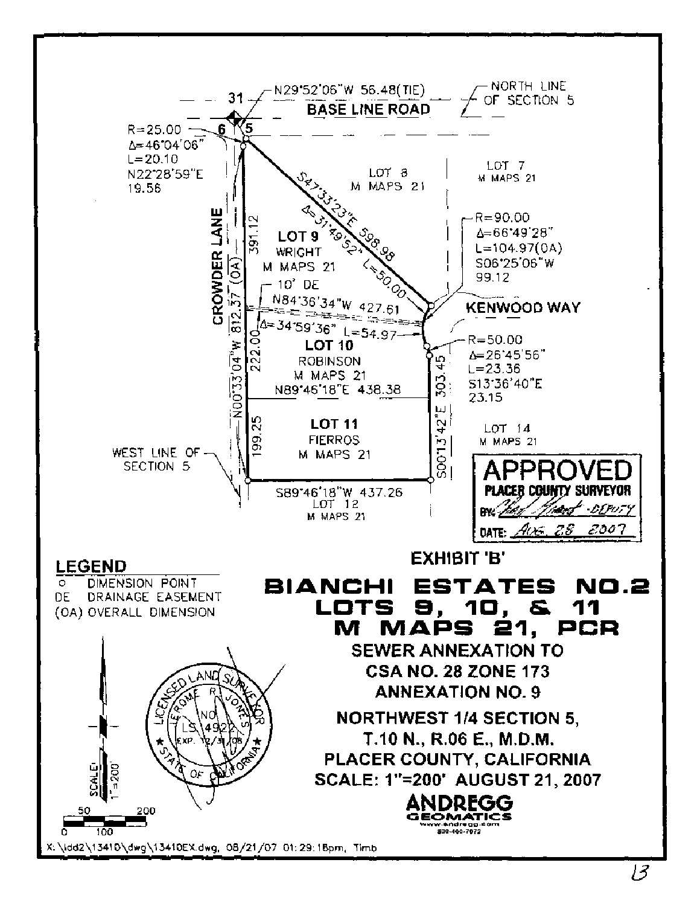N29°52'06"W 56.48(TIE)

NORTH LINE OF SECTION 5

31

BASE LINE ROAD

6 | 5

R=25.00
Δ=46°04'06"
L=20.10
N22°28'59"E
19.56

LOT 8
M MAPS 21

LOT 7
M MAPS 21

S47°33'23"E 598.98

Δ=31°49'52" L=50.00

CROWDER LANE

391.12

LOT 9
WRIGHT
M MAPS 21

R=90.00
Δ=66°49'28"
L=104.97(OA)
S06°25'06"W
99.12

KENWOOD WAY

10' DE

N84°36'34"W 427.61

Δ=34°59'36" L=54.97

N00°33'04"W 812.37 (OA)

222.00

LOT 10
ROBINSON
M MAPS 21

R=50.00
Δ=26°45'56"
L=23.36
S13°36'40"E
23.15

N89°46'18"E 438.38

S00°13'42"E 303.45

199.25

LOT 11
FIERROS
M MAPS 21

LOT 14
M MAPS 21

WEST LINE OF SECTION 5

S89°46'18"W 437.26

LOT 12
M MAPS 21

**APPROVED**
**PLACER COUNTY SURVEYOR**
BY: *[signature]* -DEPUTY
DATE: *AUG. 28 2007*

## LEGEND

- o DIMENSION POINT
- DE DRAINAGE EASEMENT
- (OA) OVERALL DIMENSION

**EXHIBIT 'B'**

# BIANCHI ESTATES NO.2 LOTS 9, 10, & 11 M MAPS 21, PCR

**SEWER ANNEXATION TO**
**CSA NO. 28 ZONE 173**
**ANNEXATION NO. 9**

**NORTHWEST 1/4 SECTION 5,**
**T.10 N., R.06 E., M.D.M.**
**PLACER COUNTY, CALIFORNIA**
**SCALE: 1"=200' AUGUST 21, 2007**

LICENSED LAND SURVEYOR
JEROME R. JONES
NO. LS 4922
EXP. 12/31/08
STATE OF CALIFORNIA

SCALE: 1"=200'

0 50 100 200

**ANDREGG GEOMATICS**
www.andregg.com
800-400-7072

X:\idd2\13410\dwg\13410EX.dwg, 08/21/07 01:29:18pm, Timb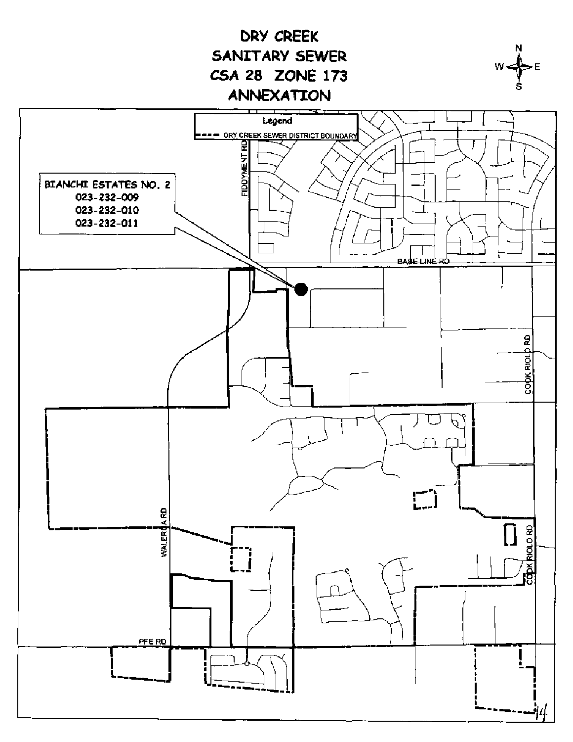# DRY CREEK SANITARY SEWER CSA 28 ZONE 173 ANNEXATION

N
W E
S

Legend

DRY CREEK SEWER DISTRICT BOUNDARY

BIANCHI ESTATES NO. 2
023-232-009
023-232-010
023-232-011

FIDDYMENT RD

BASE LINE RD

COOK RIOLO RD

WALERGA RD

COOK RIOLO RD

PFE RD